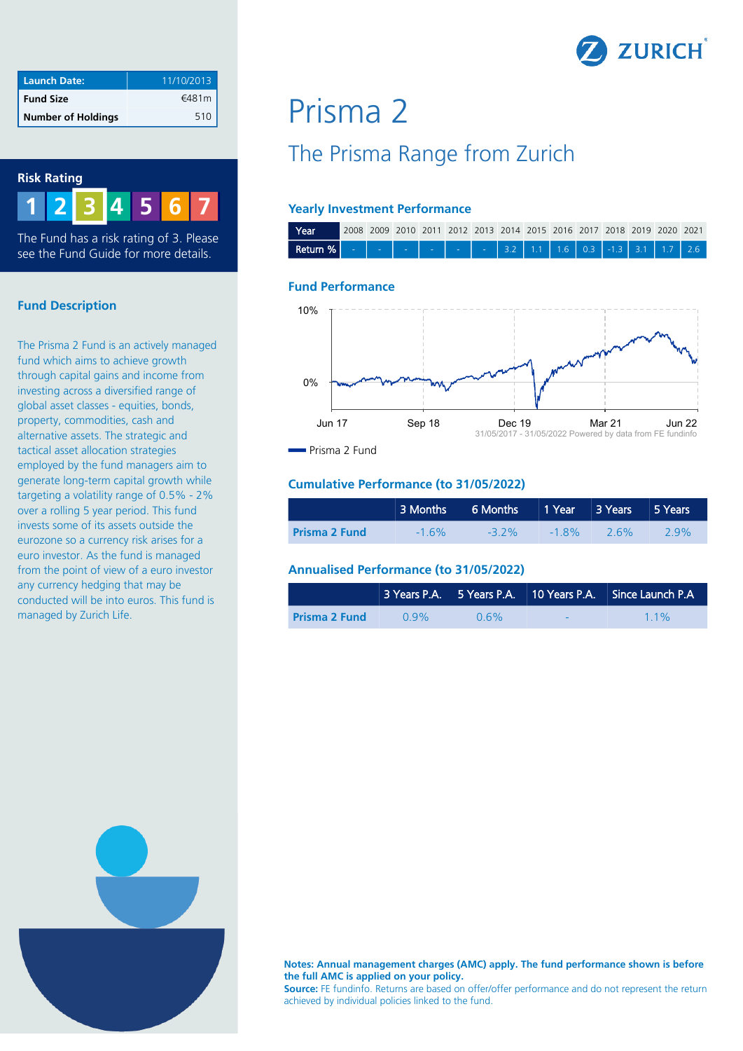| Launch Date: | 11/10/2013 |
| --- | --- |
| Fund Size | €481m |
| Number of Holdings | 510 |

## Risk Rating

1 2 3 4 5 6 7

The Fund has a risk rating of 3. Please see the Fund Guide for more details.

## Fund Description

The Prisma 2 Fund is an actively managed fund which aims to achieve growth through capital gains and income from investing across a diversified range of global asset classes - equities, bonds, property, commodities, cash and alternative assets. The strategic and tactical asset allocation strategies employed by the fund managers aim to generate long-term capital growth while targeting a volatility range of 0.5% - 2% over a rolling 5 year period. This fund invests some of its assets outside the eurozone so a currency risk arises for a euro investor. As the fund is managed from the point of view of a euro investor any currency hedging that may be conducted will be into euros. This fund is managed by Zurich Life.

# Prisma 2

## The Prisma Range from Zurich

### Yearly Investment Performance

| Year | 2008 | 2009 | 2010 | 2011 | 2012 | 2013 | 2014 | 2015 | 2016 | 2017 | 2018 | 2019 | 2020 | 2021 |
| --- | --- | --- | --- | --- | --- | --- | --- | --- | --- | --- | --- | --- | --- | --- |
| Return % | - | - | - | - | - | - | 3.2 | 1.1 | 1.6 | 0.3 | -1.3 | 3.1 | 1.7 | 2.6 |

### Fund Performance

31/05/2017 - 31/05/2022 Powered by data from FE fundinfo

Prisma 2 Fund

### Cumulative Performance (to 31/05/2022)

| | 3 Months | 6 Months | 1 Year | 3 Years | 5 Years |
| --- | --- | --- | --- | --- | --- |
| Prisma 2 Fund | -1.6% | -3.2% | -1.8% | 2.6% | 2.9% |

### Annualised Performance (to 31/05/2022)

| | 3 Years P.A. | 5 Years P.A. | 10 Years P.A. | Since Launch P.A |
| --- | --- | --- | --- | --- |
| Prisma 2 Fund | 0.9% | 0.6% | - | 1.1% |

**Notes: Annual management charges (AMC) apply. The fund performance shown is before the full AMC is applied on your policy.**
**Source:** FE fundinfo. Returns are based on offer/offer performance and do not represent the return achieved by individual policies linked to the fund.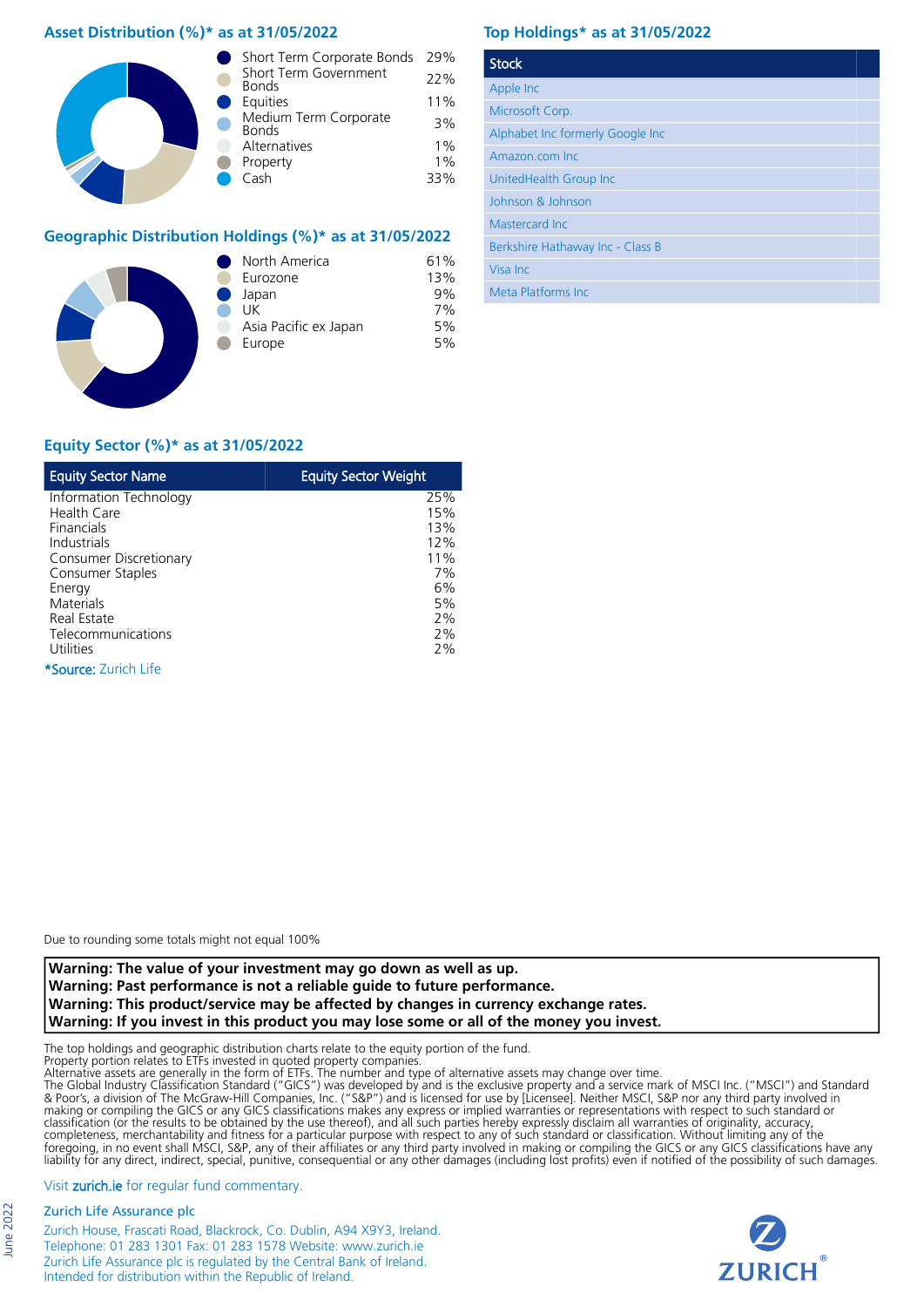## Asset Distribution (%)* as at 31/05/2022

Short Term Corporate Bonds 29%
Short Term Government Bonds 22%
Equities 11%
Medium Term Corporate Bonds 3%
Alternatives 1%
Property 1%
Cash 33%

## Top Holdings* as at 31/05/2022

| Stock |
|---|
| Apple Inc |
| Microsoft Corp. |
| Alphabet Inc formerly Google Inc |
| Amazon.com Inc |
| UnitedHealth Group Inc |
| Johnson & Johnson |
| Mastercard Inc |
| Berkshire Hathaway Inc - Class B |
| Visa Inc |
| Meta Platforms Inc |

## Geographic Distribution Holdings (%)* as at 31/05/2022

North America 61%
Eurozone 13%
Japan 9%
UK 7%
Asia Pacific ex Japan 5%
Europe 5%

## Equity Sector (%)* as at 31/05/2022

| Equity Sector Name | Equity Sector Weight |
|---|---|
| Information Technology | 25% |
| Health Care | 15% |
| Financials | 13% |
| Industrials | 12% |
| Consumer Discretionary | 11% |
| Consumer Staples | 7% |
| Energy | 6% |
| Materials | 5% |
| Real Estate | 2% |
| Telecommunications | 2% |
| Utilities | 2% |

*Source: Zurich Life

Due to rounding some totals might not equal 100%

**Warning: The value of your investment may go down as well as up.**
**Warning: Past performance is not a reliable guide to future performance.**
**Warning: This product/service may be affected by changes in currency exchange rates.**
**Warning: If you invest in this product you may lose some or all of the money you invest.**

The top holdings and geographic distribution charts relate to the equity portion of the fund.
Property portion relates to ETFs invested in quoted property companies.
Alternative assets are generally in the form of ETFs. The number and type of alternative assets may change over time.
The Global Industry Classification Standard ("GICS") was developed by and is the exclusive property and a service mark of MSCI Inc. ("MSCI") and Standard & Poor's, a division of The McGraw-Hill Companies, Inc. ("S&P") and is licensed for use by [Licensee]. Neither MSCI, S&P nor any third party involved in making or compiling the GICS or any GICS classifications makes any express or implied warranties or representations with respect to such standard or classification (or the results to be obtained by the use thereof), and all such parties hereby expressly disclaim all warranties of originality, accuracy, completeness, merchantability and fitness for a particular purpose with respect to any of such standard or classification. Without limiting any of the foregoing, in no event shall MSCI, S&P, any of their affiliates or any third party involved in making or compiling the GICS or any GICS classifications have any liability for any direct, indirect, special, punitive, consequential or any other damages (including lost profits) even if notified of the possibility of such damages.

Visit zurich.ie for regular fund commentary.

**Zurich Life Assurance plc**

Zurich House, Frascati Road, Blackrock, Co. Dublin, A94 X9Y3, Ireland.
Telephone: 01 283 1301 Fax: 01 283 1578 Website: www.zurich.ie
Zurich Life Assurance plc is regulated by the Central Bank of Ireland.
Intended for distribution within the Republic of Ireland.

June 2022